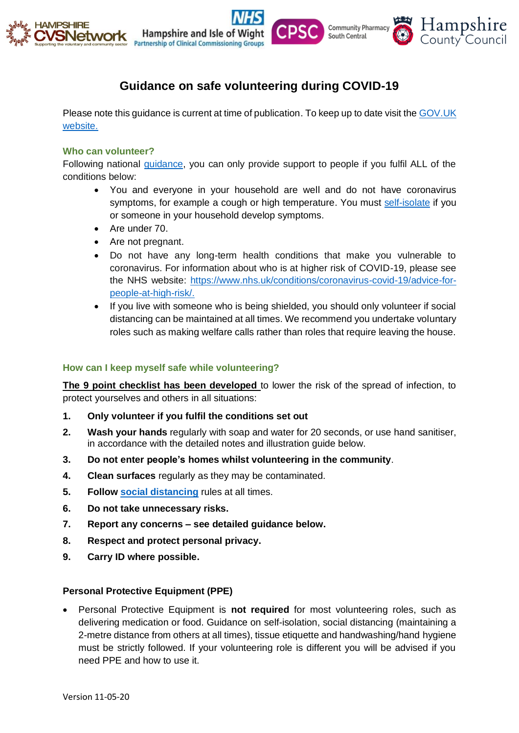# Guidance on safe volunteering during COVID-19

Please note this guidance is current at time of publication. To keep up to date visit the GOV.UK website.

## Who can volunteer?

Following national guidance, you can only provide support to people if you fulfil ALL of the conditions below:

- You and everyone in your household are well and do not have coronavirus symptoms, for example a cough or high temperature. You must self-isolate if you or someone in your household develop symptoms.
- Are under 70.
- Are not pregnant.
- Do not have any long-term health conditions that make you vulnerable to coronavirus. For information about who is at higher risk of COVID-19, please see the NHS website: https://www.nhs.uk/conditions/coronavirus-covid-19/advice-for-people-at-high-risk/.
- If you live with someone who is being shielded, you should only volunteer if social distancing can be maintained at all times. We recommend you undertake voluntary roles such as making welfare calls rather than roles that require leaving the house.

## How can I keep myself safe while volunteering?

**The 9 point checklist has been developed** to lower the risk of the spread of infection, to protect yourselves and others in all situations:

1. **Only volunteer if you fulfil the conditions set out**
2. **Wash your hands** regularly with soap and water for 20 seconds, or use hand sanitiser, in accordance with the detailed notes and illustration guide below.
3. **Do not enter people's homes whilst volunteering in the community**.
4. **Clean surfaces** regularly as they may be contaminated.
5. **Follow social distancing** rules at all times.
6. **Do not take unnecessary risks.**
7. **Report any concerns – see detailed guidance below.**
8. **Respect and protect personal privacy.**
9. **Carry ID where possible.**

### Personal Protective Equipment (PPE)

- Personal Protective Equipment is **not required** for most volunteering roles, such as delivering medication or food. Guidance on self-isolation, social distancing (maintaining a 2-metre distance from others at all times), tissue etiquette and handwashing/hand hygiene must be strictly followed. If your volunteering role is different you will be advised if you need PPE and how to use it.

Version 11-05-20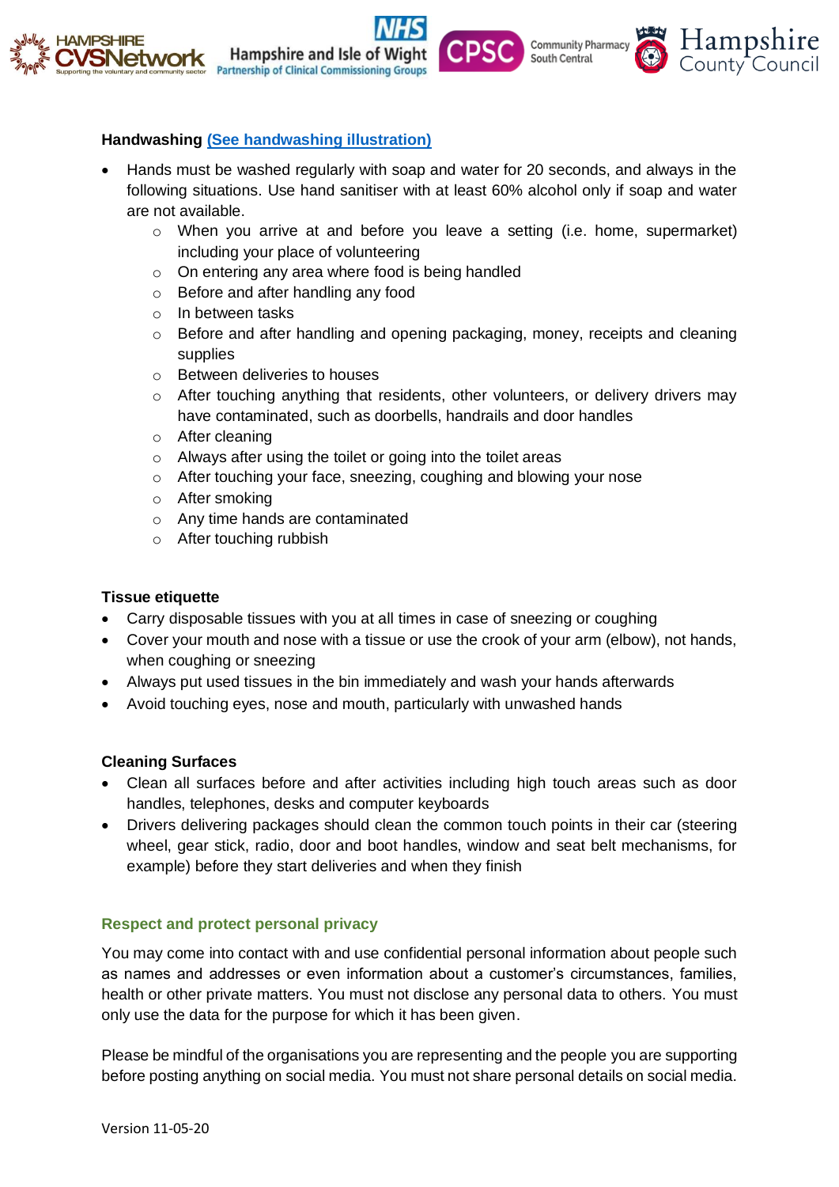**Handwashing [(See handwashing illustration)]()**

- Hands must be washed regularly with soap and water for 20 seconds, and always in the following situations. Use hand sanitiser with at least 60% alcohol only if soap and water are not available.
  - When you arrive at and before you leave a setting (i.e. home, supermarket) including your place of volunteering
  - On entering any area where food is being handled
  - Before and after handling any food
  - In between tasks
  - Before and after handling and opening packaging, money, receipts and cleaning supplies
  - Between deliveries to houses
  - After touching anything that residents, other volunteers, or delivery drivers may have contaminated, such as doorbells, handrails and door handles
  - After cleaning
  - Always after using the toilet or going into the toilet areas
  - After touching your face, sneezing, coughing and blowing your nose
  - After smoking
  - Any time hands are contaminated
  - After touching rubbish

**Tissue etiquette**

- Carry disposable tissues with you at all times in case of sneezing or coughing
- Cover your mouth and nose with a tissue or use the crook of your arm (elbow), not hands, when coughing or sneezing
- Always put used tissues in the bin immediately and wash your hands afterwards
- Avoid touching eyes, nose and mouth, particularly with unwashed hands

**Cleaning Surfaces**

- Clean all surfaces before and after activities including high touch areas such as door handles, telephones, desks and computer keyboards
- Drivers delivering packages should clean the common touch points in their car (steering wheel, gear stick, radio, door and boot handles, window and seat belt mechanisms, for example) before they start deliveries and when they finish

### Respect and protect personal privacy

You may come into contact with and use confidential personal information about people such as names and addresses or even information about a customer's circumstances, families, health or other private matters. You must not disclose any personal data to others. You must only use the data for the purpose for which it has been given.

Please be mindful of the organisations you are representing and the people you are supporting before posting anything on social media. You must not share personal details on social media.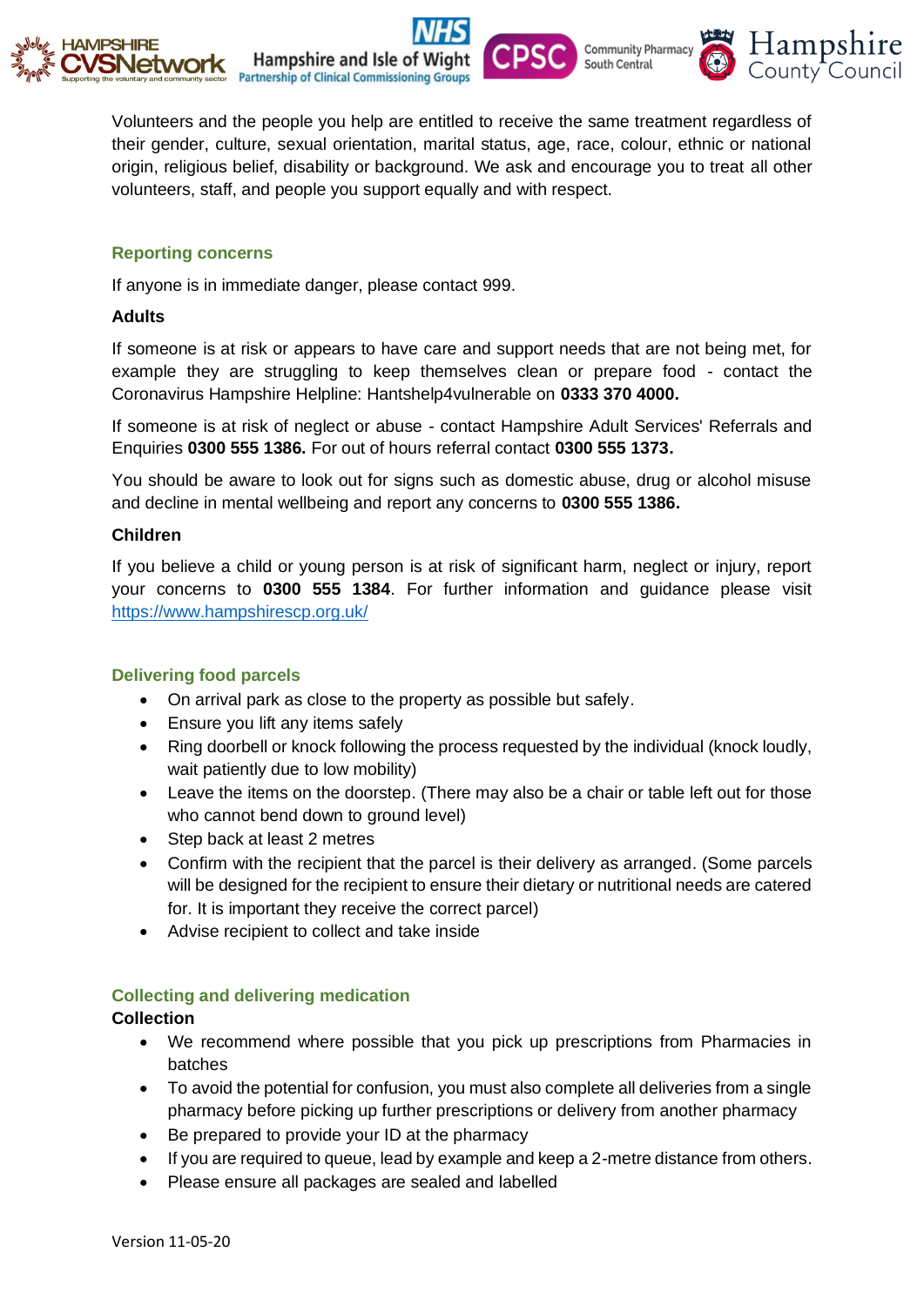Volunteers and the people you help are entitled to receive the same treatment regardless of their gender, culture, sexual orientation, marital status, age, race, colour, ethnic or national origin, religious belief, disability or background. We ask and encourage you to treat all other volunteers, staff, and people you support equally and with respect.

## Reporting concerns

If anyone is in immediate danger, please contact 999.

**Adults**

If someone is at risk or appears to have care and support needs that are not being met, for example they are struggling to keep themselves clean or prepare food - contact the Coronavirus Hampshire Helpline: Hantshelp4vulnerable on **0333 370 4000.**

If someone is at risk of neglect or abuse - contact Hampshire Adult Services' Referrals and Enquiries **0300 555 1386.** For out of hours referral contact **0300 555 1373.**

You should be aware to look out for signs such as domestic abuse, drug or alcohol misuse and decline in mental wellbeing and report any concerns to **0300 555 1386.**

**Children**

If you believe a child or young person is at risk of significant harm, neglect or injury, report your concerns to **0300 555 1384**. For further information and guidance please visit https://www.hampshirescp.org.uk/

## Delivering food parcels

- On arrival park as close to the property as possible but safely.
- Ensure you lift any items safely
- Ring doorbell or knock following the process requested by the individual (knock loudly, wait patiently due to low mobility)
- Leave the items on the doorstep. (There may also be a chair or table left out for those who cannot bend down to ground level)
- Step back at least 2 metres
- Confirm with the recipient that the parcel is their delivery as arranged. (Some parcels will be designed for the recipient to ensure their dietary or nutritional needs are catered for. It is important they receive the correct parcel)
- Advise recipient to collect and take inside

## Collecting and delivering medication

**Collection**

- We recommend where possible that you pick up prescriptions from Pharmacies in batches
- To avoid the potential for confusion, you must also complete all deliveries from a single pharmacy before picking up further prescriptions or delivery from another pharmacy
- Be prepared to provide your ID at the pharmacy
- If you are required to queue, lead by example and keep a 2-metre distance from others.
- Please ensure all packages are sealed and labelled

Version 11-05-20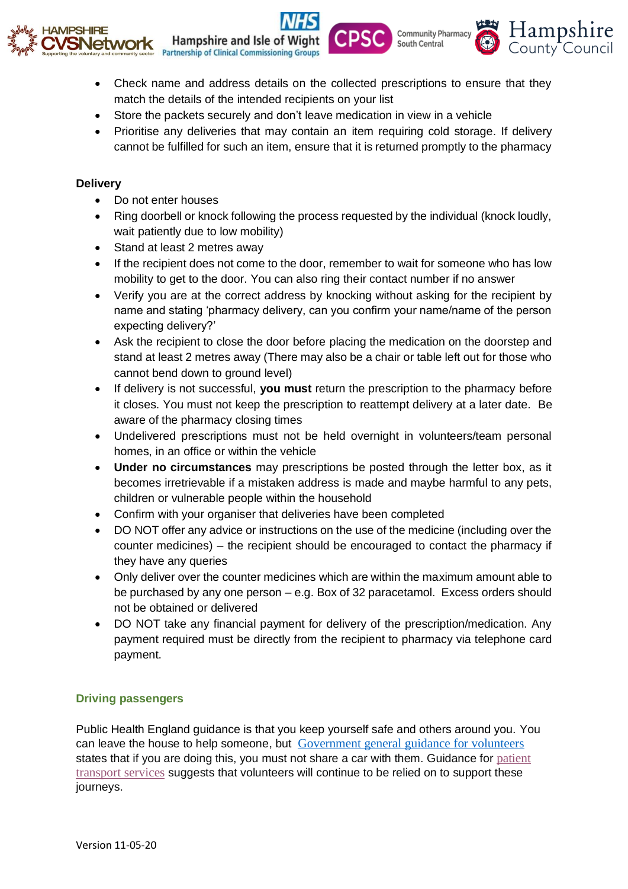- Check name and address details on the collected prescriptions to ensure that they match the details of the intended recipients on your list
- Store the packets securely and don't leave medication in view in a vehicle
- Prioritise any deliveries that may contain an item requiring cold storage. If delivery cannot be fulfilled for such an item, ensure that it is returned promptly to the pharmacy

**Delivery**

- Do not enter houses
- Ring doorbell or knock following the process requested by the individual (knock loudly, wait patiently due to low mobility)
- Stand at least 2 metres away
- If the recipient does not come to the door, remember to wait for someone who has low mobility to get to the door. You can also ring their contact number if no answer
- Verify you are at the correct address by knocking without asking for the recipient by name and stating 'pharmacy delivery, can you confirm your name/name of the person expecting delivery?'
- Ask the recipient to close the door before placing the medication on the doorstep and stand at least 2 metres away (There may also be a chair or table left out for those who cannot bend down to ground level)
- If delivery is not successful, **you must** return the prescription to the pharmacy before it closes. You must not keep the prescription to reattempt delivery at a later date. Be aware of the pharmacy closing times
- Undelivered prescriptions must not be held overnight in volunteers/team personal homes, in an office or within the vehicle
- **Under no circumstances** may prescriptions be posted through the letter box, as it becomes irretrievable if a mistaken address is made and maybe harmful to any pets, children or vulnerable people within the household
- Confirm with your organiser that deliveries have been completed
- DO NOT offer any advice or instructions on the use of the medicine (including over the counter medicines) – the recipient should be encouraged to contact the pharmacy if they have any queries
- Only deliver over the counter medicines which are within the maximum amount able to be purchased by any one person – e.g. Box of 32 paracetamol. Excess orders should not be obtained or delivered
- DO NOT take any financial payment for delivery of the prescription/medication. Any payment required must be directly from the recipient to pharmacy via telephone card payment.

## Driving passengers

Public Health England guidance is that you keep yourself safe and others around you. You can leave the house to help someone, but Government general guidance for volunteers states that if you are doing this, you must not share a car with them. Guidance for patient transport services suggests that volunteers will continue to be relied on to support these journeys.

Version 11-05-20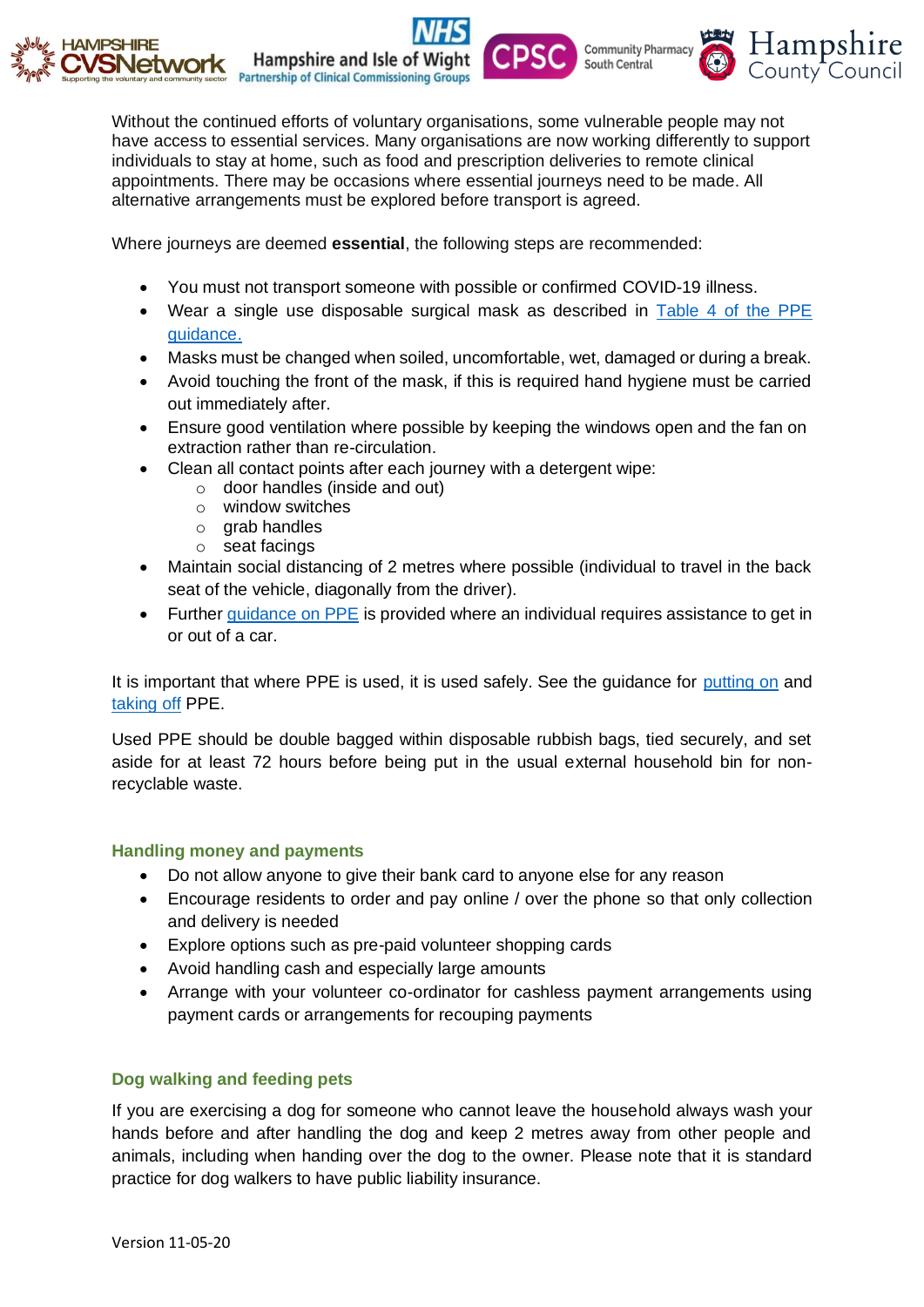Without the continued efforts of voluntary organisations, some vulnerable people may not have access to essential services. Many organisations are now working differently to support individuals to stay at home, such as food and prescription deliveries to remote clinical appointments. There may be occasions where essential journeys need to be made. All alternative arrangements must be explored before transport is agreed.

Where journeys are deemed **essential**, the following steps are recommended:

- You must not transport someone with possible or confirmed COVID-19 illness.
- Wear a single use disposable surgical mask as described in Table 4 of the PPE guidance.
- Masks must be changed when soiled, uncomfortable, wet, damaged or during a break.
- Avoid touching the front of the mask, if this is required hand hygiene must be carried out immediately after.
- Ensure good ventilation where possible by keeping the windows open and the fan on extraction rather than re-circulation.
- Clean all contact points after each journey with a detergent wipe:
  - door handles (inside and out)
  - window switches
  - grab handles
  - seat facings
- Maintain social distancing of 2 metres where possible (individual to travel in the back seat of the vehicle, diagonally from the driver).
- Further guidance on PPE is provided where an individual requires assistance to get in or out of a car.

It is important that where PPE is used, it is used safely. See the guidance for putting on and taking off PPE.

Used PPE should be double bagged within disposable rubbish bags, tied securely, and set aside for at least 72 hours before being put in the usual external household bin for non-recyclable waste.

### Handling money and payments

- Do not allow anyone to give their bank card to anyone else for any reason
- Encourage residents to order and pay online / over the phone so that only collection and delivery is needed
- Explore options such as pre-paid volunteer shopping cards
- Avoid handling cash and especially large amounts
- Arrange with your volunteer co-ordinator for cashless payment arrangements using payment cards or arrangements for recouping payments

### Dog walking and feeding pets

If you are exercising a dog for someone who cannot leave the household always wash your hands before and after handling the dog and keep 2 metres away from other people and animals, including when handing over the dog to the owner. Please note that it is standard practice for dog walkers to have public liability insurance.